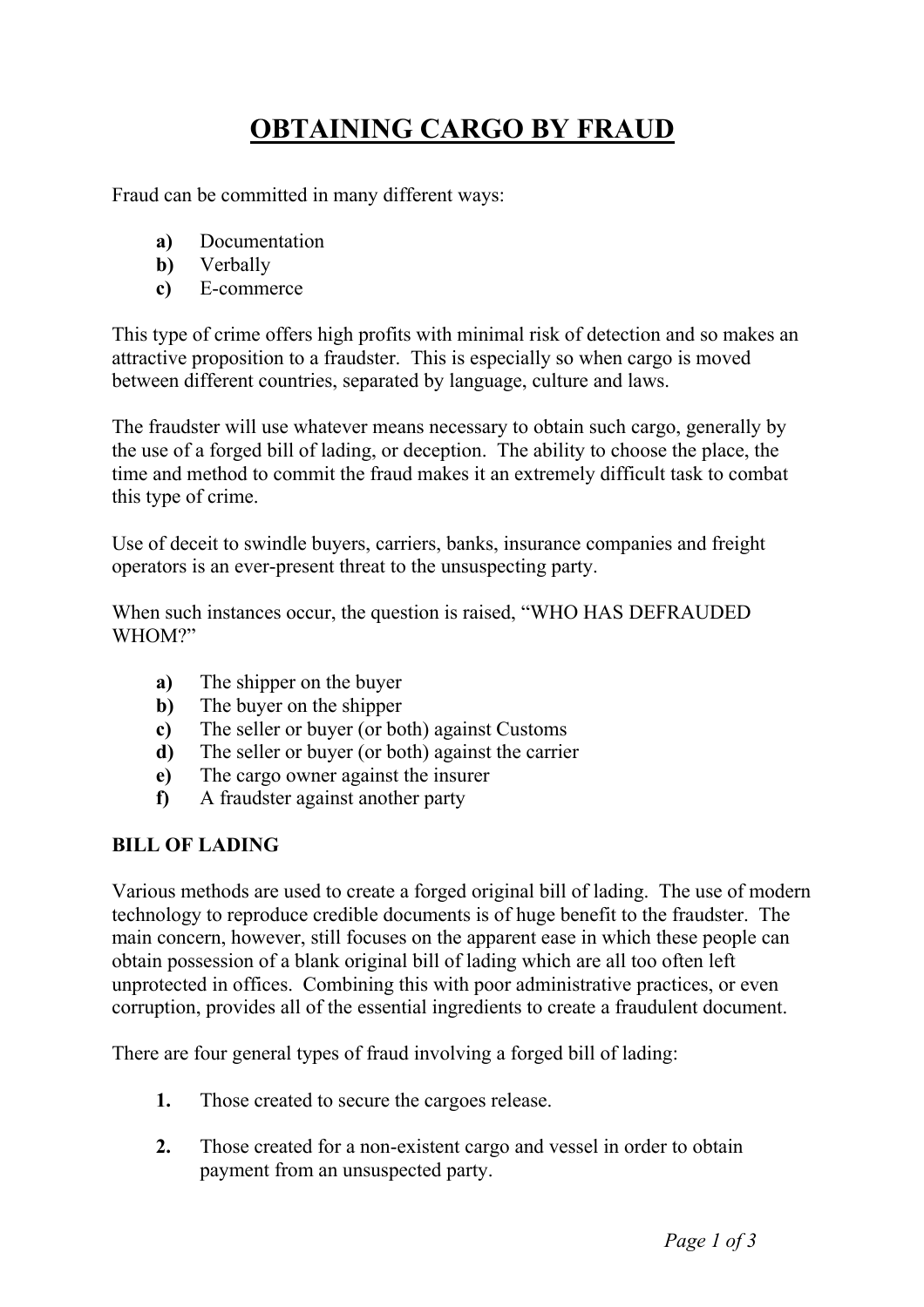# OBTAINING CARGO BY FRAUD

Fraud can be committed in many different ways:

- **a)** Documentation
- **b)** Verbally
- **c)** E-commerce

This type of crime offers high profits with minimal risk of detection and so makes an attractive proposition to a fraudster. This is especially so when cargo is moved between different countries, separated by language, culture and laws.

The fraudster will use whatever means necessary to obtain such cargo, generally by the use of a forged bill of lading, or deception. The ability to choose the place, the time and method to commit the fraud makes it an extremely difficult task to combat this type of crime.

Use of deceit to swindle buyers, carriers, banks, insurance companies and freight operators is an ever-present threat to the unsuspecting party.

When such instances occur, the question is raised, "WHO HAS DEFRAUDED WHOM?"

- **a)** The shipper on the buyer
- **b)** The buyer on the shipper
- **c)** The seller or buyer (or both) against Customs
- **d)** The seller or buyer (or both) against the carrier
- **e)** The cargo owner against the insurer
- **f)** A fraudster against another party

**BILL OF LADING**

Various methods are used to create a forged original bill of lading. The use of modern technology to reproduce credible documents is of huge benefit to the fraudster. The main concern, however, still focuses on the apparent ease in which these people can obtain possession of a blank original bill of lading which are all too often left unprotected in offices. Combining this with poor administrative practices, or even corruption, provides all of the essential ingredients to create a fraudulent document.

There are four general types of fraud involving a forged bill of lading:

1. Those created to secure the cargoes release.

2. Those created for a non-existent cargo and vessel in order to obtain payment from an unsuspected party.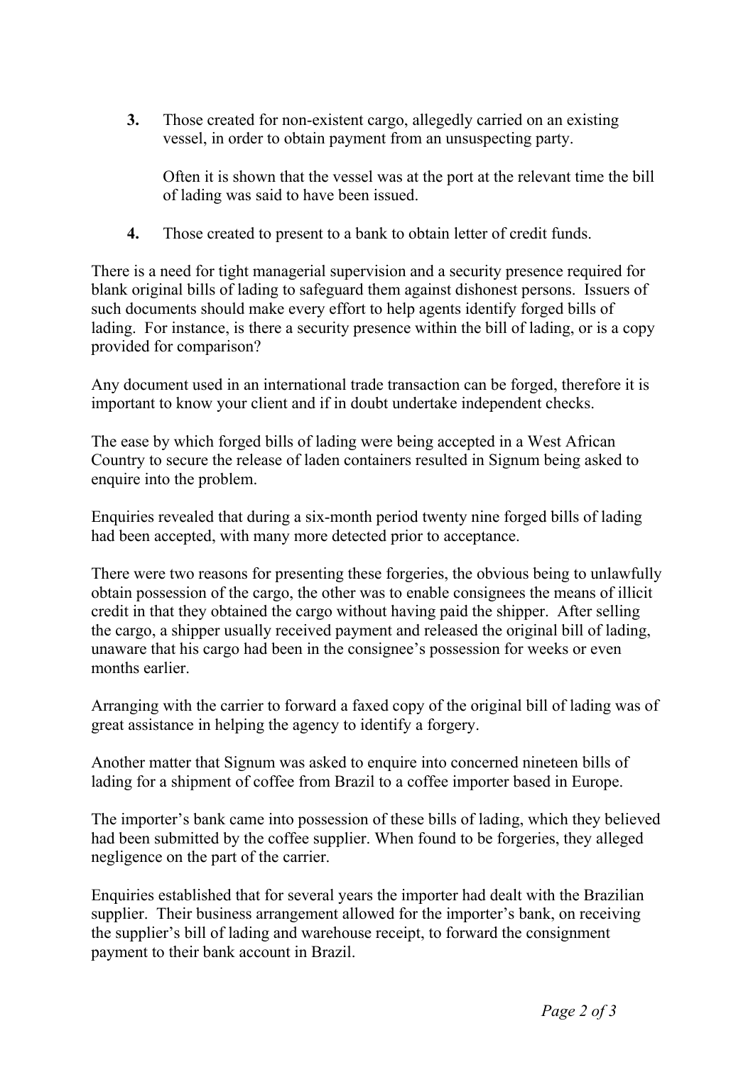3. Those created for non-existent cargo, allegedly carried on an existing vessel, in order to obtain payment from an unsuspecting party.

   Often it is shown that the vessel was at the port at the relevant time the bill of lading was said to have been issued.

4. Those created to present to a bank to obtain letter of credit funds.

There is a need for tight managerial supervision and a security presence required for blank original bills of lading to safeguard them against dishonest persons. Issuers of such documents should make every effort to help agents identify forged bills of lading. For instance, is there a security presence within the bill of lading, or is a copy provided for comparison?

Any document used in an international trade transaction can be forged, therefore it is important to know your client and if in doubt undertake independent checks.

The ease by which forged bills of lading were being accepted in a West African Country to secure the release of laden containers resulted in Signum being asked to enquire into the problem.

Enquiries revealed that during a six-month period twenty nine forged bills of lading had been accepted, with many more detected prior to acceptance.

There were two reasons for presenting these forgeries, the obvious being to unlawfully obtain possession of the cargo, the other was to enable consignees the means of illicit credit in that they obtained the cargo without having paid the shipper. After selling the cargo, a shipper usually received payment and released the original bill of lading, unaware that his cargo had been in the consignee's possession for weeks or even months earlier.

Arranging with the carrier to forward a faxed copy of the original bill of lading was of great assistance in helping the agency to identify a forgery.

Another matter that Signum was asked to enquire into concerned nineteen bills of lading for a shipment of coffee from Brazil to a coffee importer based in Europe.

The importer's bank came into possession of these bills of lading, which they believed had been submitted by the coffee supplier. When found to be forgeries, they alleged negligence on the part of the carrier.

Enquiries established that for several years the importer had dealt with the Brazilian supplier. Their business arrangement allowed for the importer's bank, on receiving the supplier's bill of lading and warehouse receipt, to forward the consignment payment to their bank account in Brazil.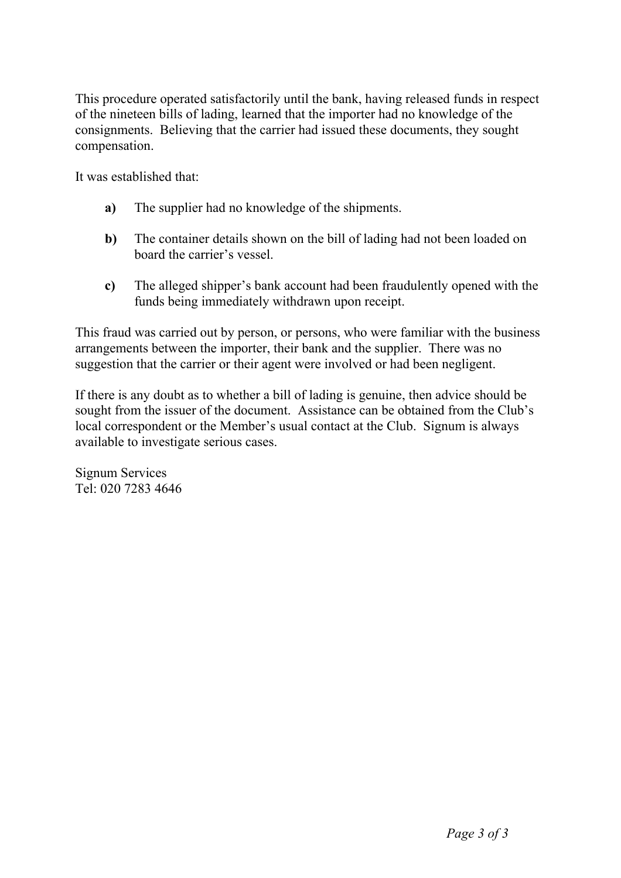This procedure operated satisfactorily until the bank, having released funds in respect of the nineteen bills of lading, learned that the importer had no knowledge of the consignments. Believing that the carrier had issued these documents, they sought compensation.

It was established that:

**a)** The supplier had no knowledge of the shipments.

**b)** The container details shown on the bill of lading had not been loaded on board the carrier's vessel.

**c)** The alleged shipper's bank account had been fraudulently opened with the funds being immediately withdrawn upon receipt.

This fraud was carried out by person, or persons, who were familiar with the business arrangements between the importer, their bank and the supplier. There was no suggestion that the carrier or their agent were involved or had been negligent.

If there is any doubt as to whether a bill of lading is genuine, then advice should be sought from the issuer of the document. Assistance can be obtained from the Club's local correspondent or the Member's usual contact at the Club. Signum is always available to investigate serious cases.

Signum Services
Tel: 020 7283 4646